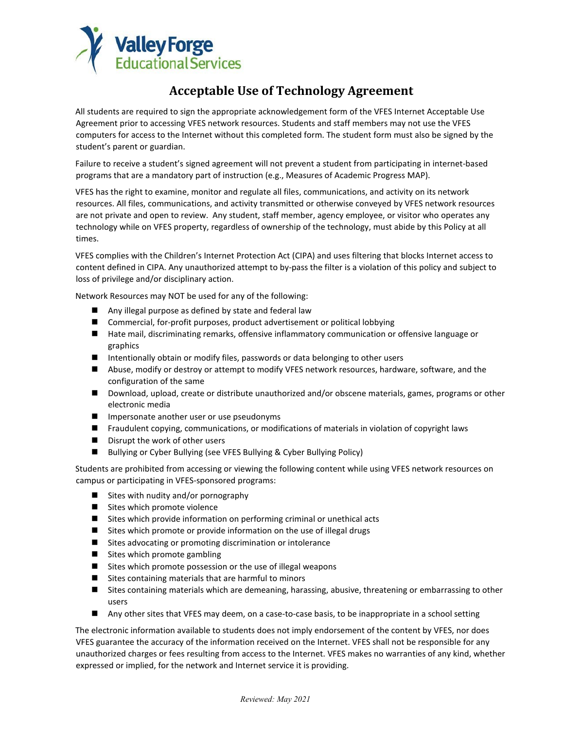Valley Forge Educational Services

# Acceptable Use of Technology Agreement

All students are required to sign the appropriate acknowledgement form of the VFES Internet Acceptable Use Agreement prior to accessing VFES network resources. Students and staff members may not use the VFES computers for access to the Internet without this completed form. The student form must also be signed by the student's parent or guardian.

Failure to receive a student's signed agreement will not prevent a student from participating in internet-based programs that are a mandatory part of instruction (e.g., Measures of Academic Progress MAP).

VFES has the right to examine, monitor and regulate all files, communications, and activity on its network resources. All files, communications, and activity transmitted or otherwise conveyed by VFES network resources are not private and open to review. Any student, staff member, agency employee, or visitor who operates any technology while on VFES property, regardless of ownership of the technology, must abide by this Policy at all times.

VFES complies with the Children's Internet Protection Act (CIPA) and uses filtering that blocks Internet access to content defined in CIPA. Any unauthorized attempt to by-pass the filter is a violation of this policy and subject to loss of privilege and/or disciplinary action.

Network Resources may NOT be used for any of the following:

- Any illegal purpose as defined by state and federal law
- Commercial, for-profit purposes, product advertisement or political lobbying
- Hate mail, discriminating remarks, offensive inflammatory communication or offensive language or graphics
- Intentionally obtain or modify files, passwords or data belonging to other users
- Abuse, modify or destroy or attempt to modify VFES network resources, hardware, software, and the configuration of the same
- Download, upload, create or distribute unauthorized and/or obscene materials, games, programs or other electronic media
- Impersonate another user or use pseudonyms
- Fraudulent copying, communications, or modifications of materials in violation of copyright laws
- Disrupt the work of other users
- Bullying or Cyber Bullying (see VFES Bullying & Cyber Bullying Policy)

Students are prohibited from accessing or viewing the following content while using VFES network resources on campus or participating in VFES-sponsored programs:

- Sites with nudity and/or pornography
- Sites which promote violence
- Sites which provide information on performing criminal or unethical acts
- Sites which promote or provide information on the use of illegal drugs
- Sites advocating or promoting discrimination or intolerance
- Sites which promote gambling
- Sites which promote possession or the use of illegal weapons
- Sites containing materials that are harmful to minors
- Sites containing materials which are demeaning, harassing, abusive, threatening or embarrassing to other users
- Any other sites that VFES may deem, on a case-to-case basis, to be inappropriate in a school setting

The electronic information available to students does not imply endorsement of the content by VFES, nor does VFES guarantee the accuracy of the information received on the Internet. VFES shall not be responsible for any unauthorized charges or fees resulting from access to the Internet. VFES makes no warranties of any kind, whether expressed or implied, for the network and Internet service it is providing.

*Reviewed: May 2021*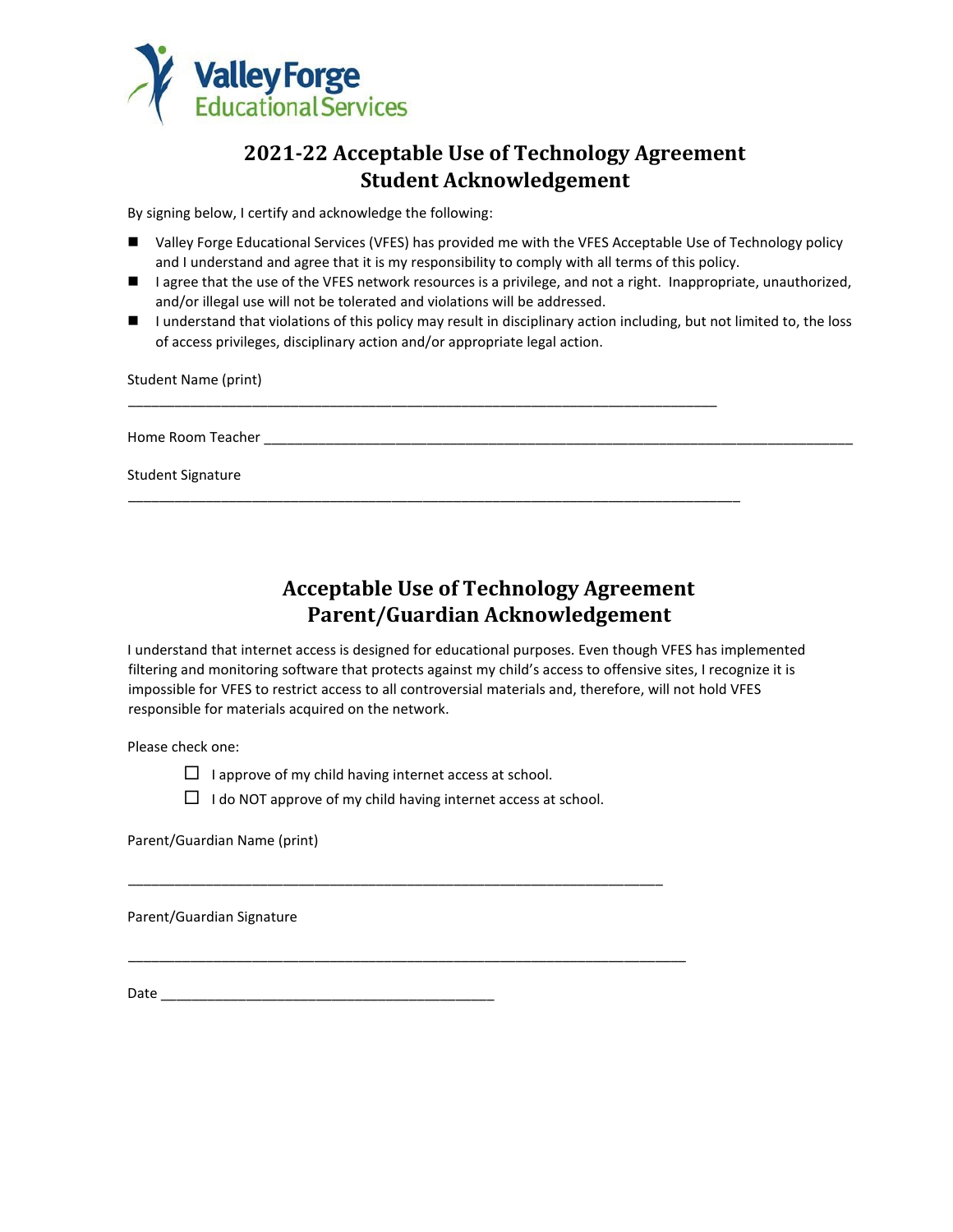Valley Forge
Educational Services

# 2021-22 Acceptable Use of Technology Agreement
# Student Acknowledgement

By signing below, I certify and acknowledge the following:

- Valley Forge Educational Services (VFES) has provided me with the VFES Acceptable Use of Technology policy and I understand and agree that it is my responsibility to comply with all terms of this policy.
- I agree that the use of the VFES network resources is a privilege, and not a right. Inappropriate, unauthorized, and/or illegal use will not be tolerated and violations will be addressed.
- I understand that violations of this policy may result in disciplinary action including, but not limited to, the loss of access privileges, disciplinary action and/or appropriate legal action.

Student Name (print)

_______________________________________________________________________________

Home Room Teacher _______________________________________________________________________________

Student Signature

_______________________________________________________________________________

# Acceptable Use of Technology Agreement
# Parent/Guardian Acknowledgement

I understand that internet access is designed for educational purposes. Even though VFES has implemented filtering and monitoring software that protects against my child's access to offensive sites, I recognize it is impossible for VFES to restrict access to all controversial materials and, therefore, will not hold VFES responsible for materials acquired on the network.

Please check one:

- ☐ I approve of my child having internet access at school.
- ☐ I do NOT approve of my child having internet access at school.

Parent/Guardian Name (print)

_______________________________________________________________________________

Parent/Guardian Signature

_______________________________________________________________________________

Date _____________________________________________